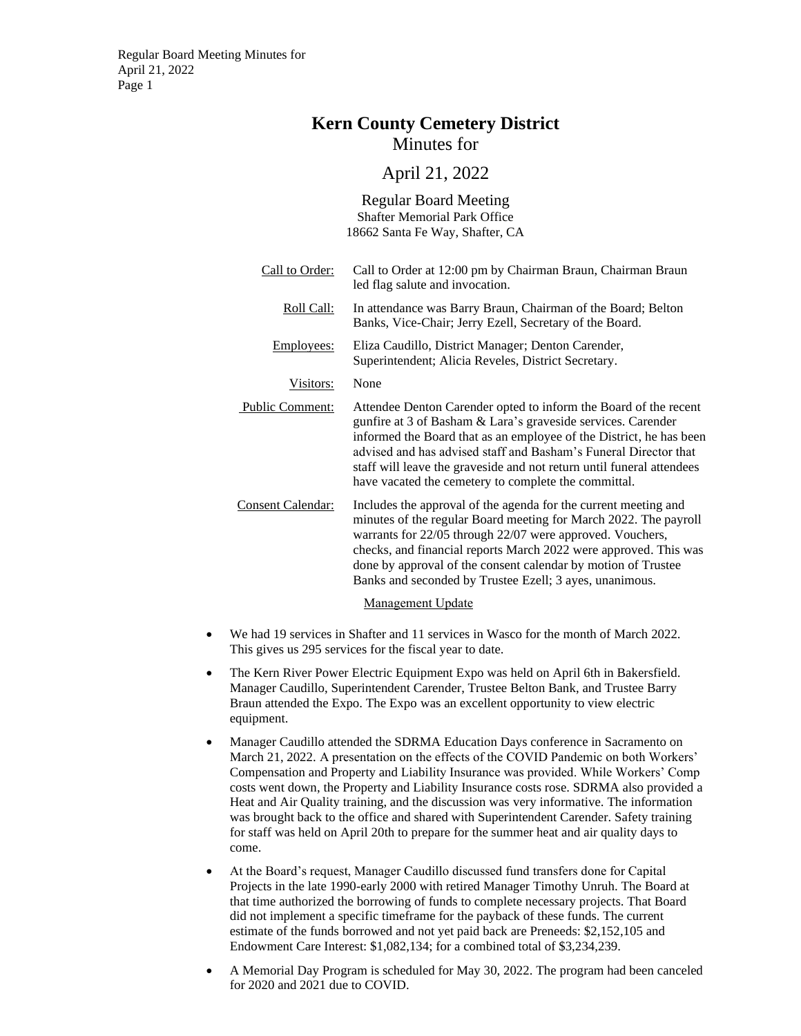# Kern County Cemetery District

Minutes for

April 21, 2022

Regular Board Meeting
Shafter Memorial Park Office
18662 Santa Fe Way, Shafter, CA

Call to Order: Call to Order at 12:00 pm by Chairman Braun, Chairman Braun led flag salute and invocation.

Roll Call: In attendance was Barry Braun, Chairman of the Board; Belton Banks, Vice-Chair; Jerry Ezell, Secretary of the Board.

Employees: Eliza Caudillo, District Manager; Denton Carender, Superintendent; Alicia Reveles, District Secretary.

Visitors: None

Public Comment: Attendee Denton Carender opted to inform the Board of the recent gunfire at 3 of Basham & Lara's graveside services. Carender informed the Board that as an employee of the District, he has been advised and has advised staff and Basham's Funeral Director that staff will leave the graveside and not return until funeral attendees have vacated the cemetery to complete the committal.

Consent Calendar: Includes the approval of the agenda for the current meeting and minutes of the regular Board meeting for March 2022. The payroll warrants for 22/05 through 22/07 were approved. Vouchers, checks, and financial reports March 2022 were approved. This was done by approval of the consent calendar by motion of Trustee Banks and seconded by Trustee Ezell; 3 ayes, unanimous.

Management Update

- We had 19 services in Shafter and 11 services in Wasco for the month of March 2022. This gives us 295 services for the fiscal year to date.
- The Kern River Power Electric Equipment Expo was held on April 6th in Bakersfield. Manager Caudillo, Superintendent Carender, Trustee Belton Bank, and Trustee Barry Braun attended the Expo. The Expo was an excellent opportunity to view electric equipment.
- Manager Caudillo attended the SDRMA Education Days conference in Sacramento on March 21, 2022. A presentation on the effects of the COVID Pandemic on both Workers' Compensation and Property and Liability Insurance was provided. While Workers' Comp costs went down, the Property and Liability Insurance costs rose. SDRMA also provided a Heat and Air Quality training, and the discussion was very informative. The information was brought back to the office and shared with Superintendent Carender. Safety training for staff was held on April 20th to prepare for the summer heat and air quality days to come.
- At the Board's request, Manager Caudillo discussed fund transfers done for Capital Projects in the late 1990-early 2000 with retired Manager Timothy Unruh. The Board at that time authorized the borrowing of funds to complete necessary projects. That Board did not implement a specific timeframe for the payback of these funds. The current estimate of the funds borrowed and not yet paid back are Preneeds: $2,152,105 and Endowment Care Interest: $1,082,134; for a combined total of $3,234,239.
- A Memorial Day Program is scheduled for May 30, 2022. The program had been canceled for 2020 and 2021 due to COVID.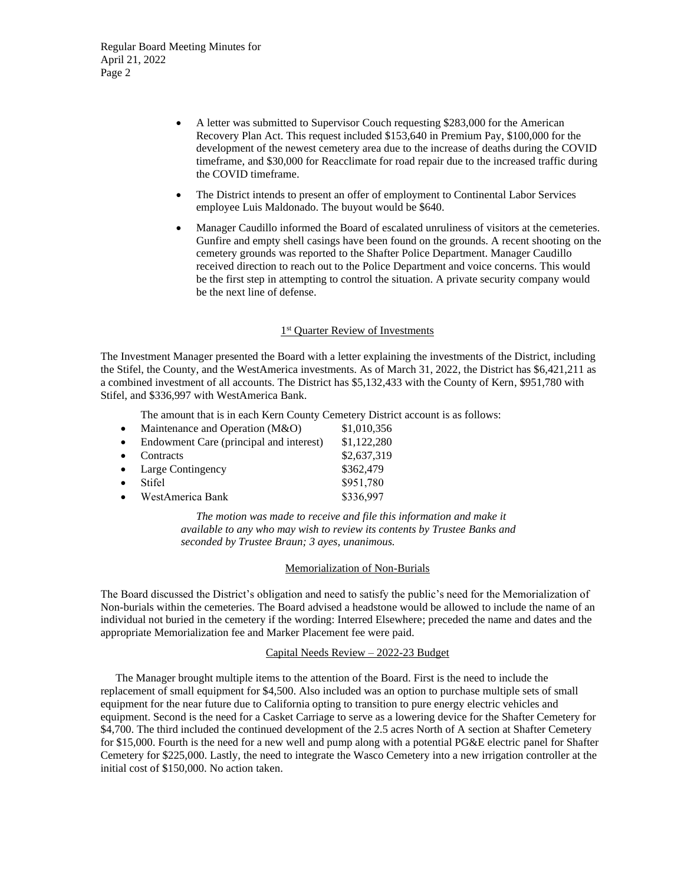- A letter was submitted to Supervisor Couch requesting $283,000 for the American Recovery Plan Act. This request included $153,640 in Premium Pay, $100,000 for the development of the newest cemetery area due to the increase of deaths during the COVID timeframe, and $30,000 for Reacclimate for road repair due to the increased traffic during the COVID timeframe.
- The District intends to present an offer of employment to Continental Labor Services employee Luis Maldonado. The buyout would be $640.
- Manager Caudillo informed the Board of escalated unruliness of visitors at the cemeteries. Gunfire and empty shell casings have been found on the grounds. A recent shooting on the cemetery grounds was reported to the Shafter Police Department. Manager Caudillo received direction to reach out to the Police Department and voice concerns. This would be the first step in attempting to control the situation. A private security company would be the next line of defense.

## 1st Quarter Review of Investments

The Investment Manager presented the Board with a letter explaining the investments of the District, including the Stifel, the County, and the WestAmerica investments. As of March 31, 2022, the District has $6,421,211 as a combined investment of all accounts. The District has $5,132,433 with the County of Kern, $951,780 with Stifel, and $336,997 with WestAmerica Bank.

The amount that is in each Kern County Cemetery District account is as follows:

- Maintenance and Operation (M&O) $1,010,356
- Endowment Care (principal and interest) $1,122,280
- Contracts $2,637,319
- Large Contingency $362,479
- Stifel $951,780
- WestAmerica Bank $336,997

*The motion was made to receive and file this information and make it available to any who may wish to review its contents by Trustee Banks and seconded by Trustee Braun; 3 ayes, unanimous.*

## Memorialization of Non-Burials

The Board discussed the District's obligation and need to satisfy the public's need for the Memorialization of Non-burials within the cemeteries. The Board advised a headstone would be allowed to include the name of an individual not buried in the cemetery if the wording: Interred Elsewhere; preceded the name and dates and the appropriate Memorialization fee and Marker Placement fee were paid.

## Capital Needs Review – 2022-23 Budget

The Manager brought multiple items to the attention of the Board. First is the need to include the replacement of small equipment for $4,500. Also included was an option to purchase multiple sets of small equipment for the near future due to California opting to transition to pure energy electric vehicles and equipment. Second is the need for a Casket Carriage to serve as a lowering device for the Shafter Cemetery for $4,700. The third included the continued development of the 2.5 acres North of A section at Shafter Cemetery for $15,000. Fourth is the need for a new well and pump along with a potential PG&E electric panel for Shafter Cemetery for $225,000. Lastly, the need to integrate the Wasco Cemetery into a new irrigation controller at the initial cost of $150,000. No action taken.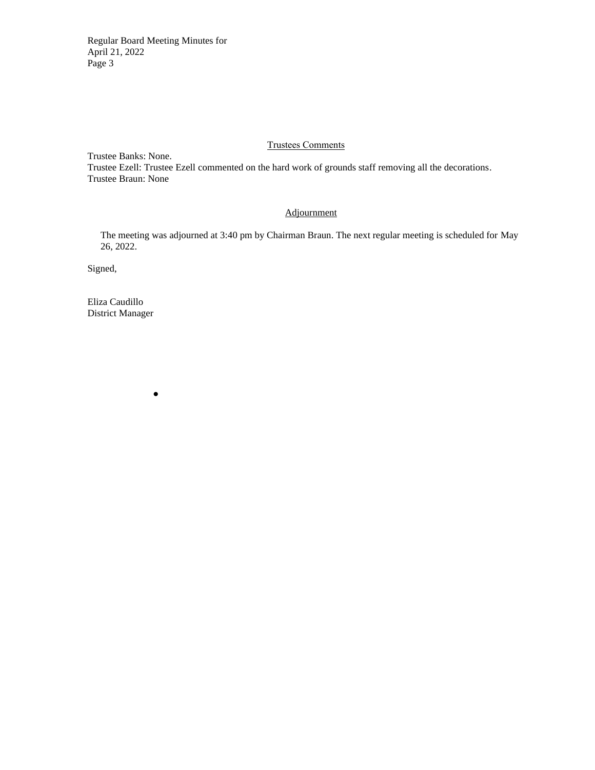## Trustees Comments

Trustee Banks: None.
Trustee Ezell: Trustee Ezell commented on the hard work of grounds staff removing all the decorations.
Trustee Braun: None

## Adjournment

The meeting was adjourned at 3:40 pm by Chairman Braun. The next regular meeting is scheduled for May 26, 2022.

Signed,

Eliza Caudillo
District Manager